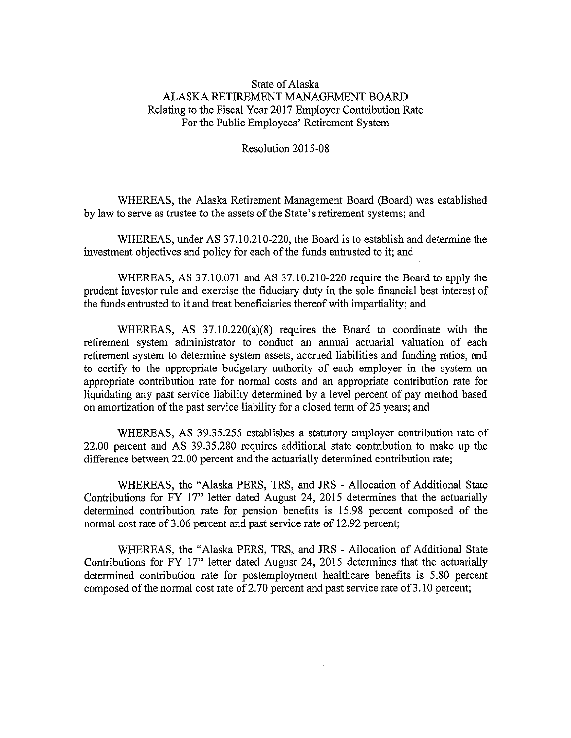State of Alaska
ALASKA RETIREMENT MANAGEMENT BOARD
Relating to the Fiscal Year 2017 Employer Contribution Rate
For the Public Employees' Retirement System

Resolution 2015-08

WHEREAS, the Alaska Retirement Management Board (Board) was established by law to serve as trustee to the assets of the State's retirement systems; and

WHEREAS, under AS 37.10.210-220, the Board is to establish and determine the investment objectives and policy for each of the funds entrusted to it; and

WHEREAS, AS 37.10.071 and AS 37.10.210-220 require the Board to apply the prudent investor rule and exercise the fiduciary duty in the sole financial best interest of the funds entrusted to it and treat beneficiaries thereof with impartiality; and

WHEREAS, AS 37.10.220(a)(8) requires the Board to coordinate with the retirement system administrator to conduct an annual actuarial valuation of each retirement system to determine system assets, accrued liabilities and funding ratios, and to certify to the appropriate budgetary authority of each employer in the system an appropriate contribution rate for normal costs and an appropriate contribution rate for liquidating any past service liability determined by a level percent of pay method based on amortization of the past service liability for a closed term of 25 years; and

WHEREAS, AS 39.35.255 establishes a statutory employer contribution rate of 22.00 percent and AS 39.35.280 requires additional state contribution to make up the difference between 22.00 percent and the actuarially determined contribution rate;

WHEREAS, the "Alaska PERS, TRS, and JRS - Allocation of Additional State Contributions for FY 17" letter dated August 24, 2015 determines that the actuarially determined contribution rate for pension benefits is 15.98 percent composed of the normal cost rate of 3.06 percent and past service rate of 12.92 percent;

WHEREAS, the "Alaska PERS, TRS, and JRS - Allocation of Additional State Contributions for FY 17" letter dated August 24, 2015 determines that the actuarially determined contribution rate for postemployment healthcare benefits is 5.80 percent composed of the normal cost rate of 2.70 percent and past service rate of 3.10 percent;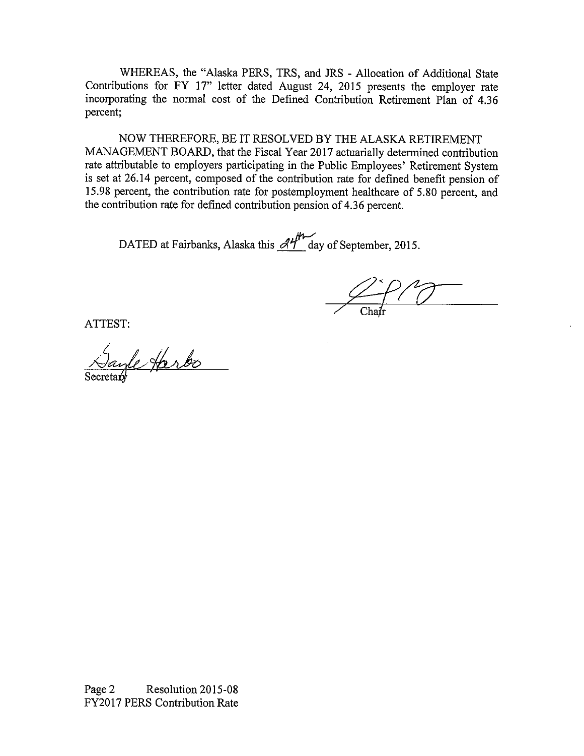WHEREAS, the "Alaska PERS, TRS, and JRS - Allocation of Additional State Contributions for FY 17" letter dated August 24, 2015 presents the employer rate incorporating the normal cost of the Defined Contribution Retirement Plan of 4.36 percent;

NOW THEREFORE, BE IT RESOLVED BY THE ALASKA RETIREMENT MANAGEMENT BOARD, that the Fiscal Year 2017 actuarially determined contribution rate attributable to employers participating in the Public Employees' Retirement System is set at 26.14 percent, composed of the contribution rate for defined benefit pension of 15.98 percent, the contribution rate for postemployment healthcare of 5.80 percent, and the contribution rate for defined contribution pension of 4.36 percent.

DATED at Fairbanks, Alaska this 24th day of September, 2015.

Chair

ATTEST:

Gayle Harbo
Secretary

Page 2 Resolution 2015-08
FY2017 PERS Contribution Rate